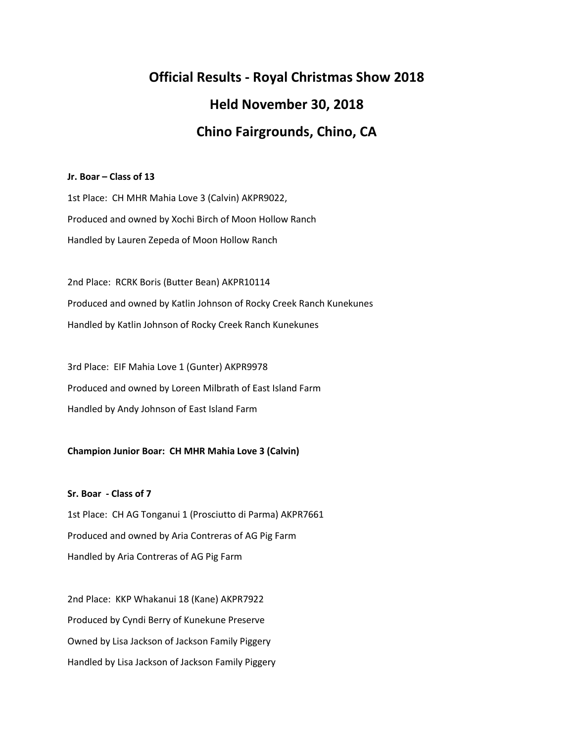# Official Results - Royal Christmas Show 2018

## Held November 30, 2018

## Chino Fairgrounds, Chino, CA

**Jr. Boar – Class of 13**

1st Place: CH MHR Mahia Love 3 (Calvin) AKPR9022,

Produced and owned by Xochi Birch of Moon Hollow Ranch

Handled by Lauren Zepeda of Moon Hollow Ranch

2nd Place: RCRK Boris (Butter Bean) AKPR10114

Produced and owned by Katlin Johnson of Rocky Creek Ranch Kunekunes

Handled by Katlin Johnson of Rocky Creek Ranch Kunekunes

3rd Place: EIF Mahia Love 1 (Gunter) AKPR9978

Produced and owned by Loreen Milbrath of East Island Farm

Handled by Andy Johnson of East Island Farm

**Champion Junior Boar: CH MHR Mahia Love 3 (Calvin)**

**Sr. Boar - Class of 7**

1st Place: CH AG Tonganui 1 (Prosciutto di Parma) AKPR7661

Produced and owned by Aria Contreras of AG Pig Farm

Handled by Aria Contreras of AG Pig Farm

2nd Place: KKP Whakanui 18 (Kane) AKPR7922

Produced by Cyndi Berry of Kunekune Preserve

Owned by Lisa Jackson of Jackson Family Piggery

Handled by Lisa Jackson of Jackson Family Piggery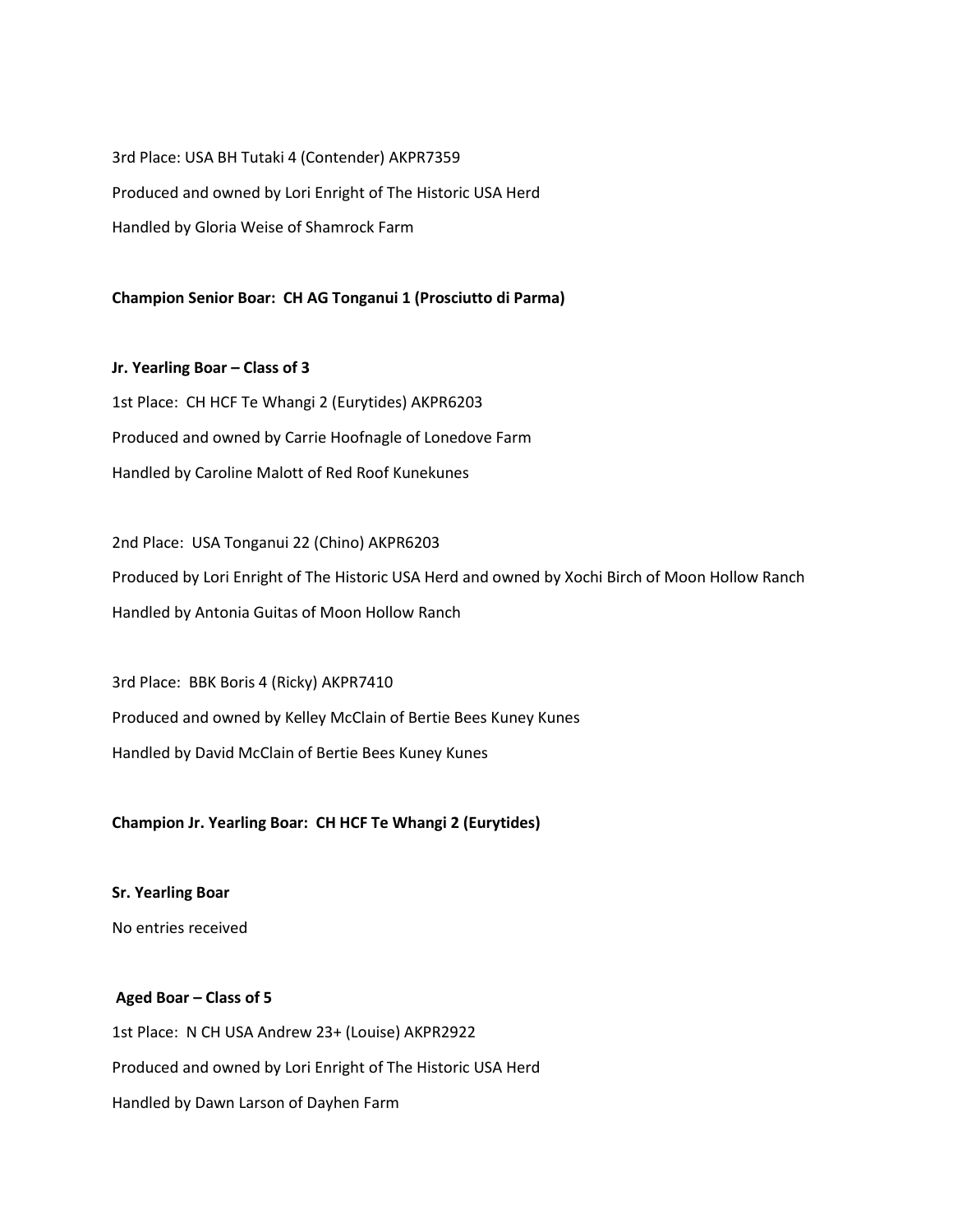3rd Place: USA BH Tutaki 4 (Contender) AKPR7359

Produced and owned by Lori Enright of The Historic USA Herd

Handled by Gloria Weise of Shamrock Farm

**Champion Senior Boar: CH AG Tonganui 1 (Prosciutto di Parma)**

**Jr. Yearling Boar – Class of 3**

1st Place: CH HCF Te Whangi 2 (Eurytides) AKPR6203

Produced and owned by Carrie Hoofnagle of Lonedove Farm

Handled by Caroline Malott of Red Roof Kunekunes

2nd Place: USA Tonganui 22 (Chino) AKPR6203

Produced by Lori Enright of The Historic USA Herd and owned by Xochi Birch of Moon Hollow Ranch

Handled by Antonia Guitas of Moon Hollow Ranch

3rd Place: BBK Boris 4 (Ricky) AKPR7410

Produced and owned by Kelley McClain of Bertie Bees Kuney Kunes

Handled by David McClain of Bertie Bees Kuney Kunes

**Champion Jr. Yearling Boar: CH HCF Te Whangi 2 (Eurytides)**

**Sr. Yearling Boar**

No entries received

**Aged Boar – Class of 5**

1st Place: N CH USA Andrew 23+ (Louise) AKPR2922

Produced and owned by Lori Enright of The Historic USA Herd

Handled by Dawn Larson of Dayhen Farm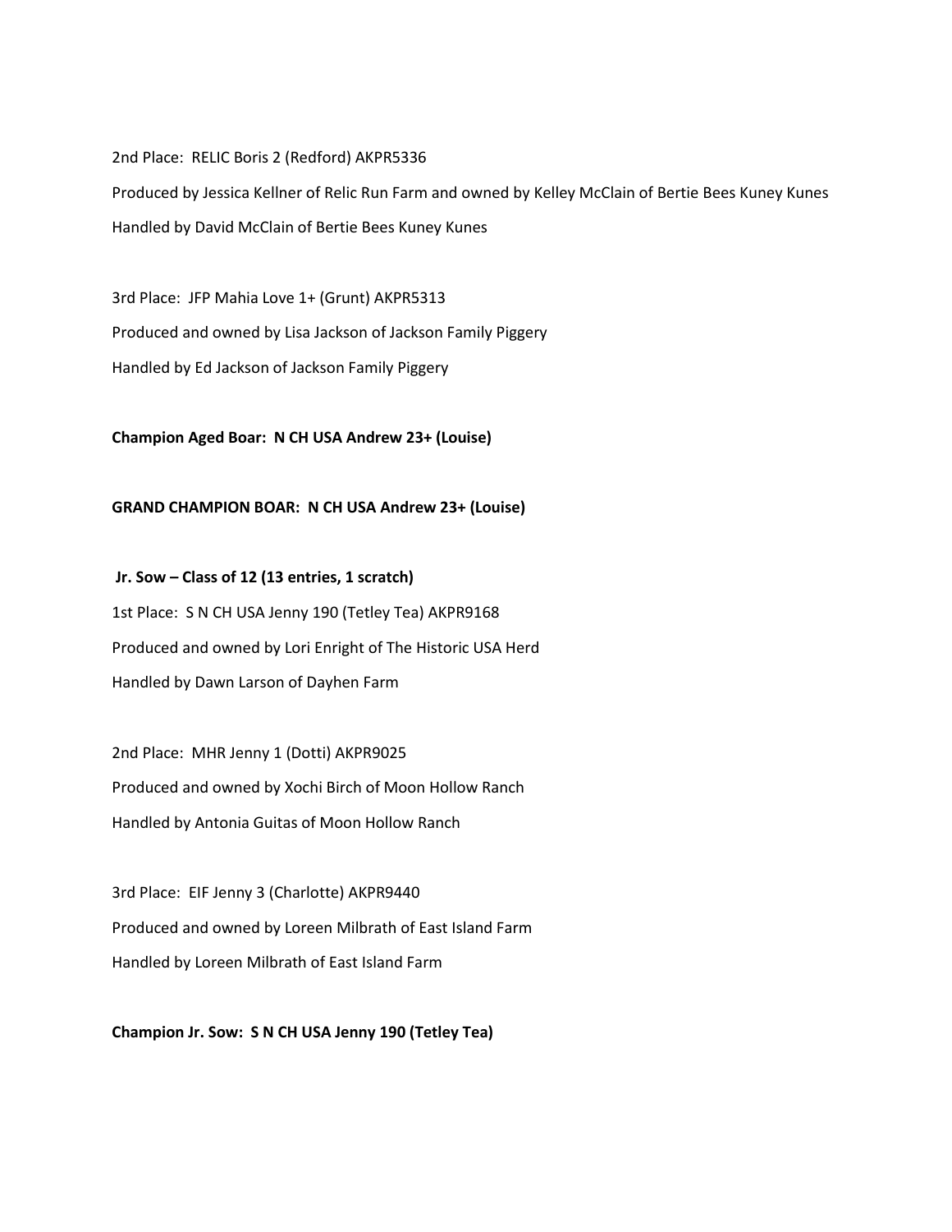2nd Place: RELIC Boris 2 (Redford) AKPR5336

Produced by Jessica Kellner of Relic Run Farm and owned by Kelley McClain of Bertie Bees Kuney Kunes

Handled by David McClain of Bertie Bees Kuney Kunes

3rd Place: JFP Mahia Love 1+ (Grunt) AKPR5313

Produced and owned by Lisa Jackson of Jackson Family Piggery

Handled by Ed Jackson of Jackson Family Piggery

**Champion Aged Boar: N CH USA Andrew 23+ (Louise)**

**GRAND CHAMPION BOAR: N CH USA Andrew 23+ (Louise)**

**Jr. Sow – Class of 12 (13 entries, 1 scratch)**

1st Place: S N CH USA Jenny 190 (Tetley Tea) AKPR9168

Produced and owned by Lori Enright of The Historic USA Herd

Handled by Dawn Larson of Dayhen Farm

2nd Place: MHR Jenny 1 (Dotti) AKPR9025

Produced and owned by Xochi Birch of Moon Hollow Ranch

Handled by Antonia Guitas of Moon Hollow Ranch

3rd Place: EIF Jenny 3 (Charlotte) AKPR9440

Produced and owned by Loreen Milbrath of East Island Farm

Handled by Loreen Milbrath of East Island Farm

**Champion Jr. Sow: S N CH USA Jenny 190 (Tetley Tea)**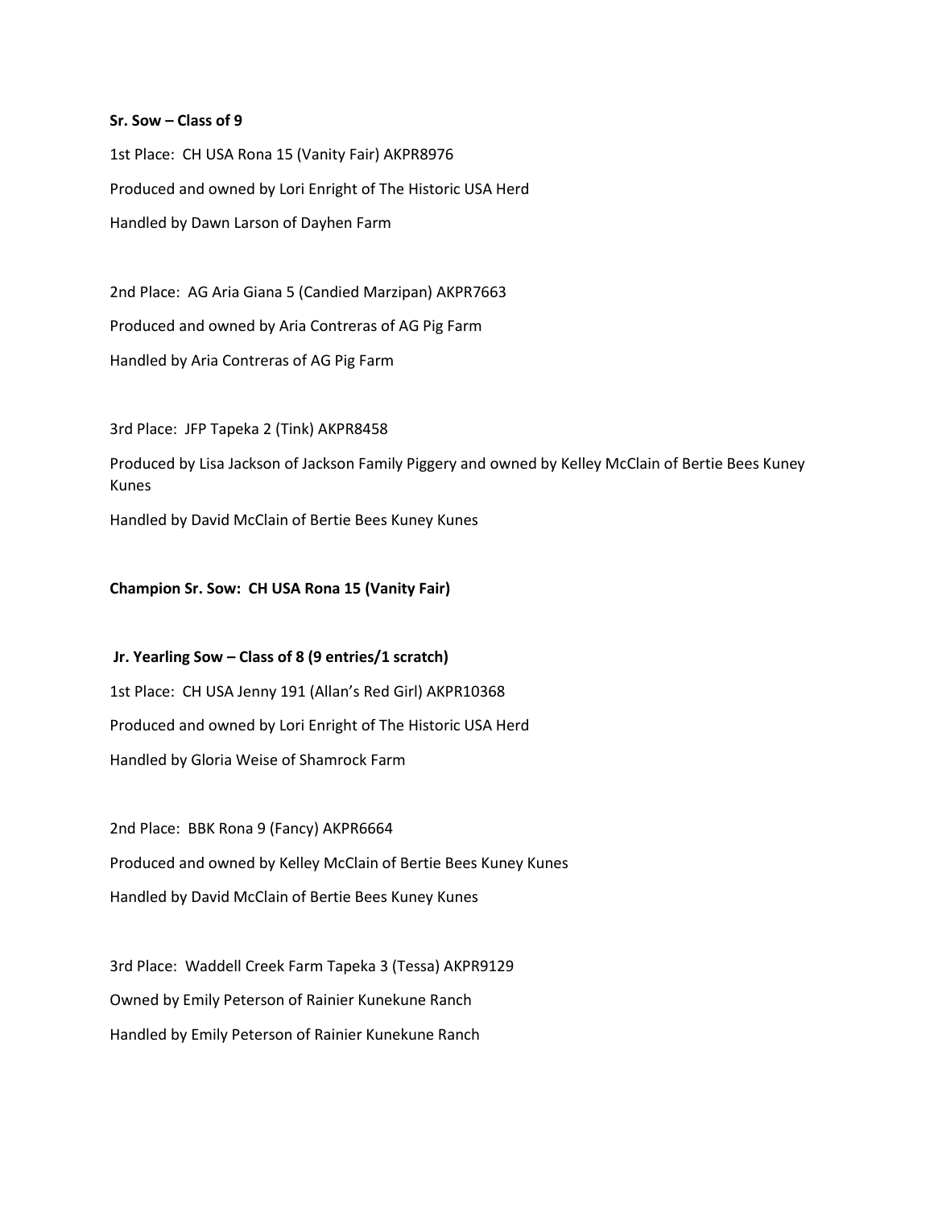**Sr. Sow – Class of 9**

1st Place: CH USA Rona 15 (Vanity Fair) AKPR8976

Produced and owned by Lori Enright of The Historic USA Herd

Handled by Dawn Larson of Dayhen Farm

2nd Place: AG Aria Giana 5 (Candied Marzipan) AKPR7663

Produced and owned by Aria Contreras of AG Pig Farm

Handled by Aria Contreras of AG Pig Farm

3rd Place: JFP Tapeka 2 (Tink) AKPR8458

Produced by Lisa Jackson of Jackson Family Piggery and owned by Kelley McClain of Bertie Bees Kuney Kunes

Handled by David McClain of Bertie Bees Kuney Kunes

**Champion Sr. Sow: CH USA Rona 15 (Vanity Fair)**

**Jr. Yearling Sow – Class of 8 (9 entries/1 scratch)**

1st Place: CH USA Jenny 191 (Allan's Red Girl) AKPR10368

Produced and owned by Lori Enright of The Historic USA Herd

Handled by Gloria Weise of Shamrock Farm

2nd Place: BBK Rona 9 (Fancy) AKPR6664

Produced and owned by Kelley McClain of Bertie Bees Kuney Kunes

Handled by David McClain of Bertie Bees Kuney Kunes

3rd Place: Waddell Creek Farm Tapeka 3 (Tessa) AKPR9129

Owned by Emily Peterson of Rainier Kunekune Ranch

Handled by Emily Peterson of Rainier Kunekune Ranch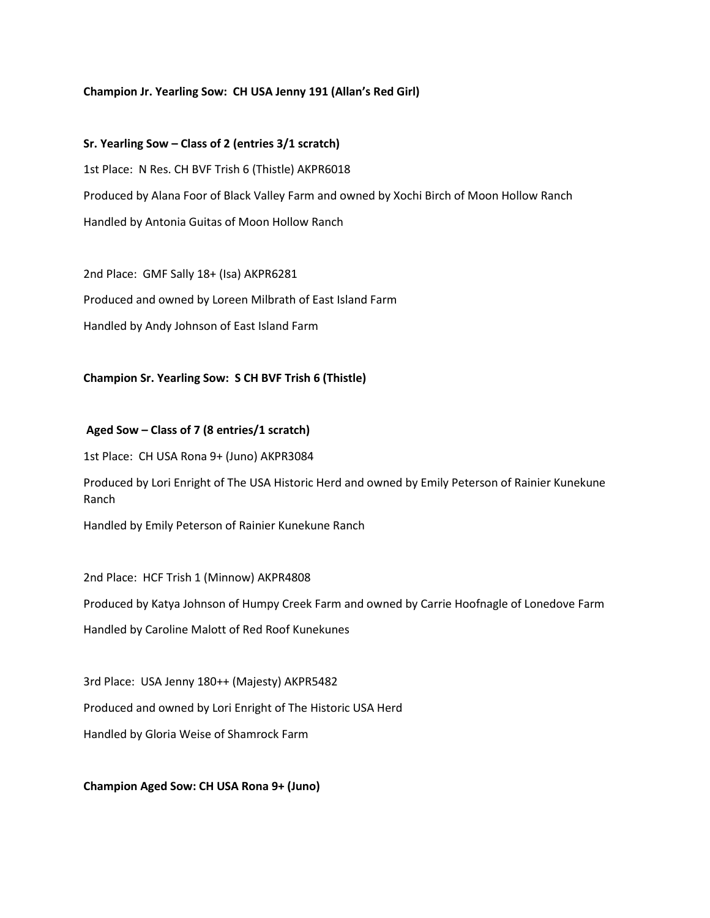**Champion Jr. Yearling Sow: CH USA Jenny 191 (Allan's Red Girl)**

**Sr. Yearling Sow – Class of 2 (entries 3/1 scratch)**

1st Place: N Res. CH BVF Trish 6 (Thistle) AKPR6018

Produced by Alana Foor of Black Valley Farm and owned by Xochi Birch of Moon Hollow Ranch

Handled by Antonia Guitas of Moon Hollow Ranch

2nd Place: GMF Sally 18+ (Isa) AKPR6281

Produced and owned by Loreen Milbrath of East Island Farm

Handled by Andy Johnson of East Island Farm

**Champion Sr. Yearling Sow: S CH BVF Trish 6 (Thistle)**

**Aged Sow – Class of 7 (8 entries/1 scratch)**

1st Place: CH USA Rona 9+ (Juno) AKPR3084

Produced by Lori Enright of The USA Historic Herd and owned by Emily Peterson of Rainier Kunekune Ranch

Handled by Emily Peterson of Rainier Kunekune Ranch

2nd Place: HCF Trish 1 (Minnow) AKPR4808

Produced by Katya Johnson of Humpy Creek Farm and owned by Carrie Hoofnagle of Lonedove Farm

Handled by Caroline Malott of Red Roof Kunekunes

3rd Place: USA Jenny 180++ (Majesty) AKPR5482

Produced and owned by Lori Enright of The Historic USA Herd

Handled by Gloria Weise of Shamrock Farm

**Champion Aged Sow: CH USA Rona 9+ (Juno)**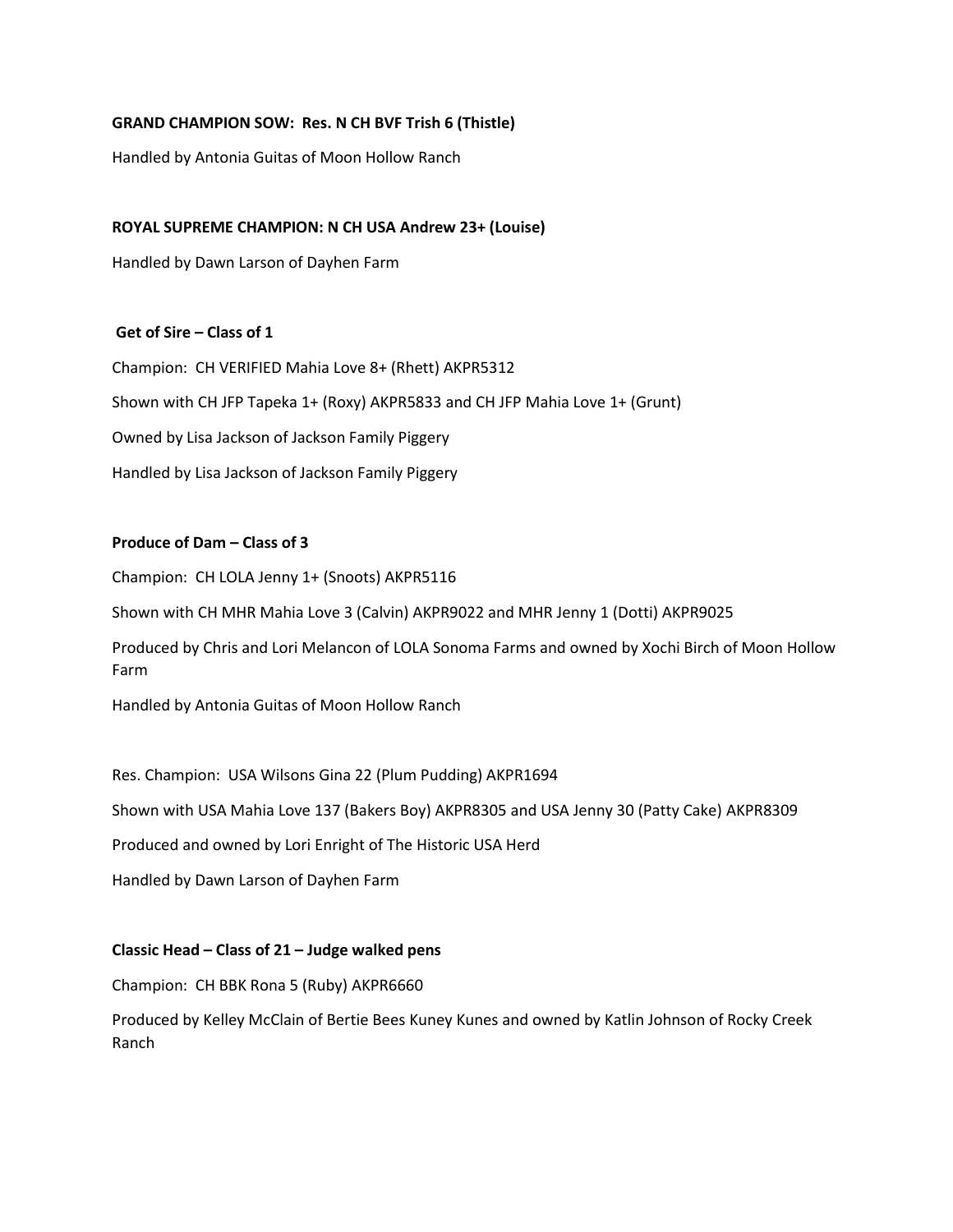**GRAND CHAMPION SOW: Res. N CH BVF Trish 6 (Thistle)**

Handled by Antonia Guitas of Moon Hollow Ranch

**ROYAL SUPREME CHAMPION: N CH USA Andrew 23+ (Louise)**

Handled by Dawn Larson of Dayhen Farm

**Get of Sire – Class of 1**

Champion: CH VERIFIED Mahia Love 8+ (Rhett) AKPR5312

Shown with CH JFP Tapeka 1+ (Roxy) AKPR5833 and CH JFP Mahia Love 1+ (Grunt)

Owned by Lisa Jackson of Jackson Family Piggery

Handled by Lisa Jackson of Jackson Family Piggery

**Produce of Dam – Class of 3**

Champion: CH LOLA Jenny 1+ (Snoots) AKPR5116

Shown with CH MHR Mahia Love 3 (Calvin) AKPR9022 and MHR Jenny 1 (Dotti) AKPR9025

Produced by Chris and Lori Melancon of LOLA Sonoma Farms and owned by Xochi Birch of Moon Hollow Farm

Handled by Antonia Guitas of Moon Hollow Ranch

Res. Champion: USA Wilsons Gina 22 (Plum Pudding) AKPR1694

Shown with USA Mahia Love 137 (Bakers Boy) AKPR8305 and USA Jenny 30 (Patty Cake) AKPR8309

Produced and owned by Lori Enright of The Historic USA Herd

Handled by Dawn Larson of Dayhen Farm

**Classic Head – Class of 21 – Judge walked pens**

Champion: CH BBK Rona 5 (Ruby) AKPR6660

Produced by Kelley McClain of Bertie Bees Kuney Kunes and owned by Katlin Johnson of Rocky Creek Ranch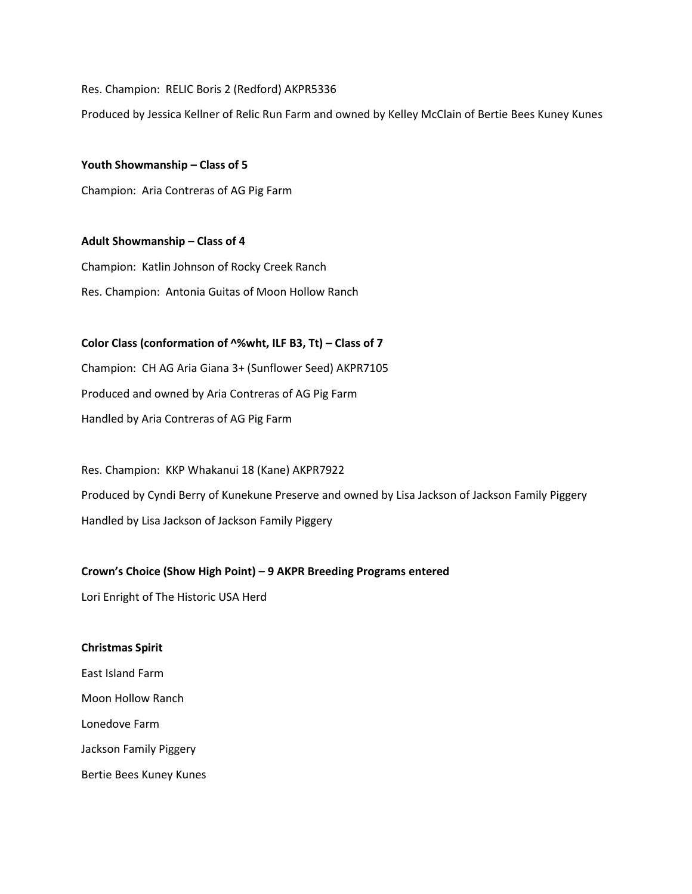Res. Champion: RELIC Boris 2 (Redford) AKPR5336

Produced by Jessica Kellner of Relic Run Farm and owned by Kelley McClain of Bertie Bees Kuney Kunes

**Youth Showmanship – Class of 5**

Champion: Aria Contreras of AG Pig Farm

**Adult Showmanship – Class of 4**

Champion: Katlin Johnson of Rocky Creek Ranch

Res. Champion: Antonia Guitas of Moon Hollow Ranch

**Color Class (conformation of ^%wht, ILF B3, Tt) – Class of 7**

Champion: CH AG Aria Giana 3+ (Sunflower Seed) AKPR7105

Produced and owned by Aria Contreras of AG Pig Farm

Handled by Aria Contreras of AG Pig Farm

Res. Champion: KKP Whakanui 18 (Kane) AKPR7922

Produced by Cyndi Berry of Kunekune Preserve and owned by Lisa Jackson of Jackson Family Piggery

Handled by Lisa Jackson of Jackson Family Piggery

**Crown's Choice (Show High Point) – 9 AKPR Breeding Programs entered**

Lori Enright of The Historic USA Herd

**Christmas Spirit**

East Island Farm

Moon Hollow Ranch

Lonedove Farm

Jackson Family Piggery

Bertie Bees Kuney Kunes